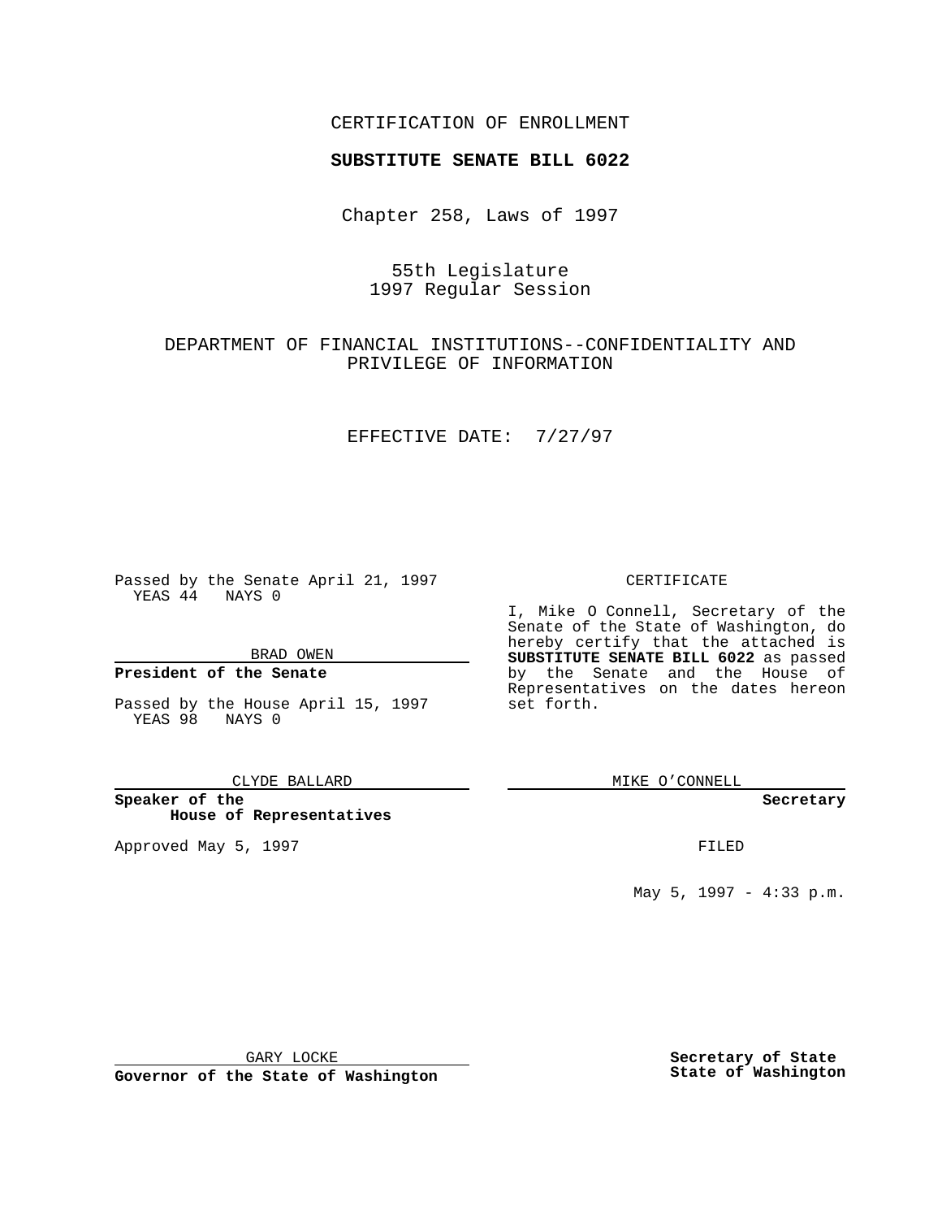CERTIFICATION OF ENROLLMENT

**SUBSTITUTE SENATE BILL 6022**

Chapter 258, Laws of 1997

55th Legislature
1997 Regular Session

DEPARTMENT OF FINANCIAL INSTITUTIONS--CONFIDENTIALITY AND PRIVILEGE OF INFORMATION

EFFECTIVE DATE: 7/27/97

Passed by the Senate April 21, 1997
YEAS 44 NAYS 0

BRAD OWEN

**President of the Senate**

Passed by the House April 15, 1997
YEAS 98 NAYS 0

CLYDE BALLARD

**Speaker of the House of Representatives**

Approved May 5, 1997

GARY LOCKE

**Governor of the State of Washington**

CERTIFICATE

I, Mike O Connell, Secretary of the Senate of the State of Washington, do hereby certify that the attached is **SUBSTITUTE SENATE BILL 6022** as passed by the Senate and the House of Representatives on the dates hereon set forth.

MIKE O'CONNELL

**Secretary**

FILED

May 5, 1997 - 4:33 p.m.

**Secretary of State State of Washington**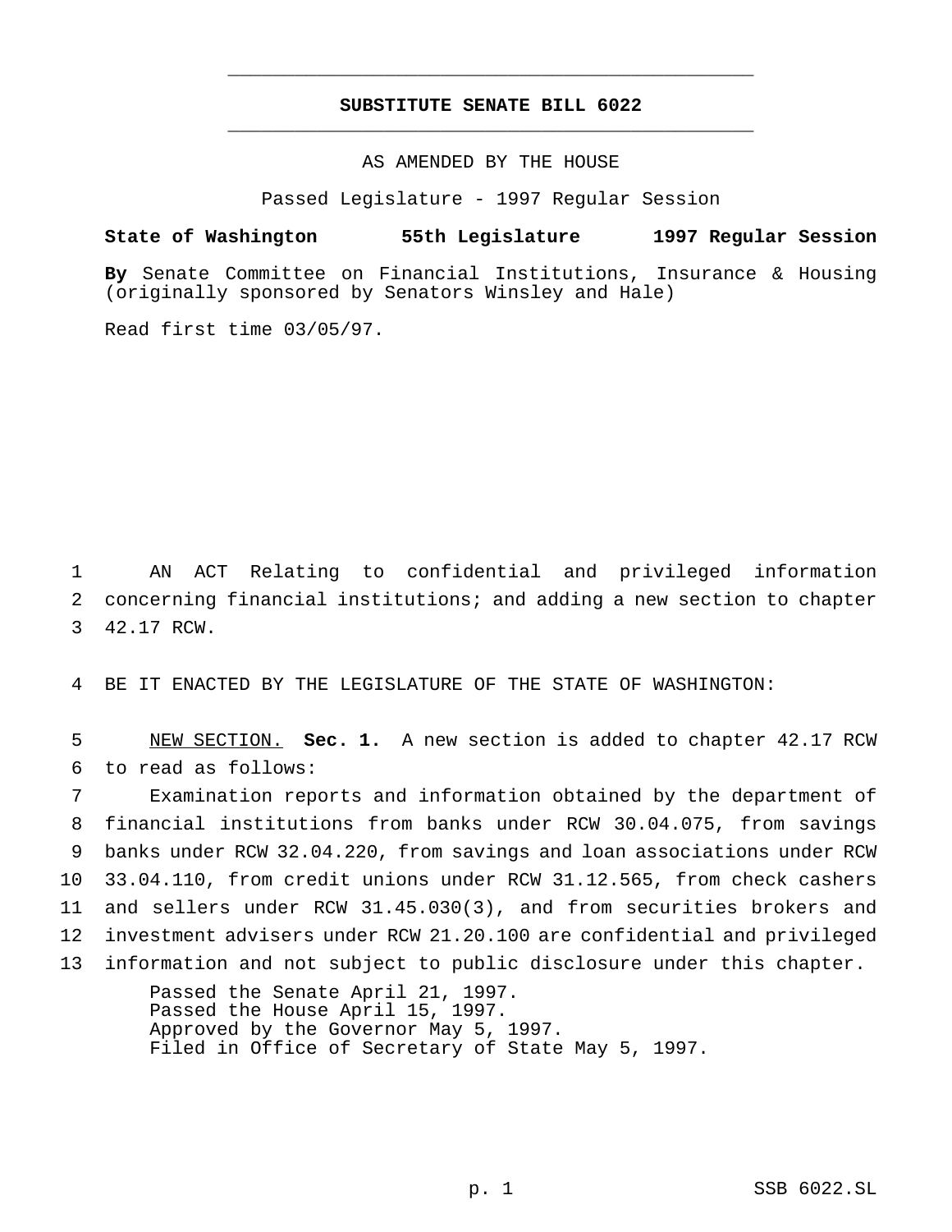# SUBSTITUTE SENATE BILL 6022

AS AMENDED BY THE HOUSE

Passed Legislature - 1997 Regular Session

**State of Washington 55th Legislature 1997 Regular Session**

**By** Senate Committee on Financial Institutions, Insurance & Housing (originally sponsored by Senators Winsley and Hale)

Read first time 03/05/97.

AN ACT Relating to confidential and privileged information concerning financial institutions; and adding a new section to chapter 42.17 RCW.

BE IT ENACTED BY THE LEGISLATURE OF THE STATE OF WASHINGTON:

NEW SECTION. **Sec. 1.** A new section is added to chapter 42.17 RCW to read as follows:

Examination reports and information obtained by the department of financial institutions from banks under RCW 30.04.075, from savings banks under RCW 32.04.220, from savings and loan associations under RCW 33.04.110, from credit unions under RCW 31.12.565, from check cashers and sellers under RCW 31.45.030(3), and from securities brokers and investment advisers under RCW 21.20.100 are confidential and privileged information and not subject to public disclosure under this chapter.

Passed the Senate April 21, 1997.
Passed the House April 15, 1997.
Approved by the Governor May 5, 1997.
Filed in Office of Secretary of State May 5, 1997.